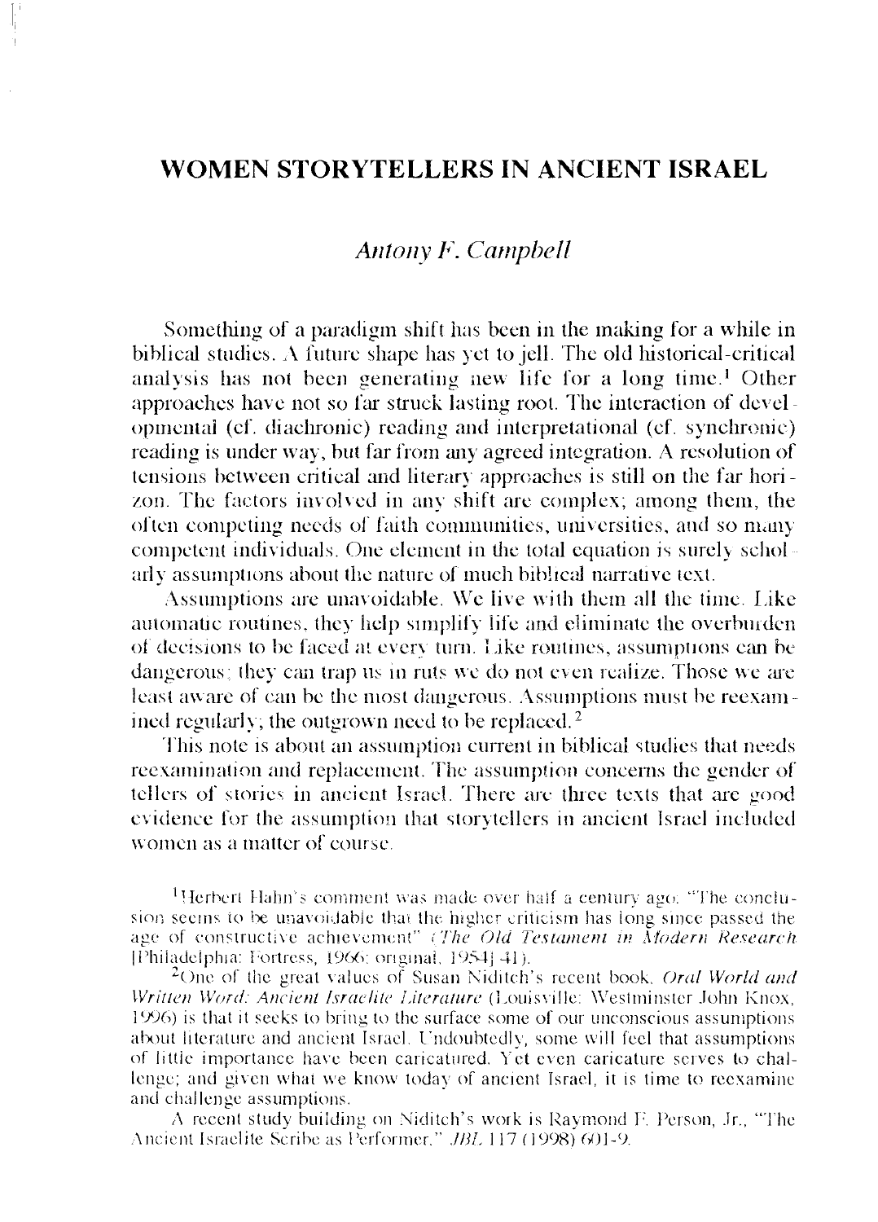# WOMEN STORYTELLERS IN ANCIENT ISRAEL

*Antony F. Campbell*

Something of a paradigm shift has been in the making for a while in biblical studies. A future shape has yet to jell. The old historical-critical analysis has not been generating new life for a long time.[1] Other approaches have not so far struck lasting root. The interaction of developmental (cf. diachronic) reading and interpretational (cf. synchronic) reading is under way, but far from any agreed integration. A resolution of tensions between critical and literary approaches is still on the far horizon. The factors involved in any shift are complex; among them, the often competing needs of faith communities, universities, and so many competent individuals. One element in the total equation is surely scholarly assumptions about the nature of much biblical narrative text.

Assumptions are unavoidable. We live with them all the time. Like automatic routines, they help simplify life and eliminate the overburden of decisions to be faced at every turn. Like routines, assumptions can be dangerous; they can trap us in ruts we do not even realize. Those we are least aware of can be the most dangerous. Assumptions must be reexamined regularly; the outgrown need to be replaced.[2]

This note is about an assumption current in biblical studies that needs reexamination and replacement. The assumption concerns the gender of tellers of stories in ancient Israel. There are three texts that are good evidence for the assumption that storytellers in ancient Israel included women as a matter of course.

[1] Herbert Hahn's comment was made over half a century ago. "The conclusion seems to be unavoidable that the higher criticism has long since passed the age of constructive achievement" (*The Old Testament in Modern Research* [Philadelphia: Fortress, 1966; original, 1954] 41).

[2] One of the great values of Susan Niditch's recent book, *Oral World and Written Word: Ancient Israelite Literature* (Louisville: Westminster John Knox, 1996) is that it seeks to bring to the surface some of our unconscious assumptions about literature and ancient Israel. Undoubtedly, some will feel that assumptions of little importance have been caricatured. Yet even caricature serves to challenge; and given what we know today of ancient Israel, it is time to reexamine and challenge assumptions.

A recent study building on Niditch's work is Raymond F. Person, Jr., "The Ancient Israelite Scribe as Performer," *JBL* 117 (1998) 601-9.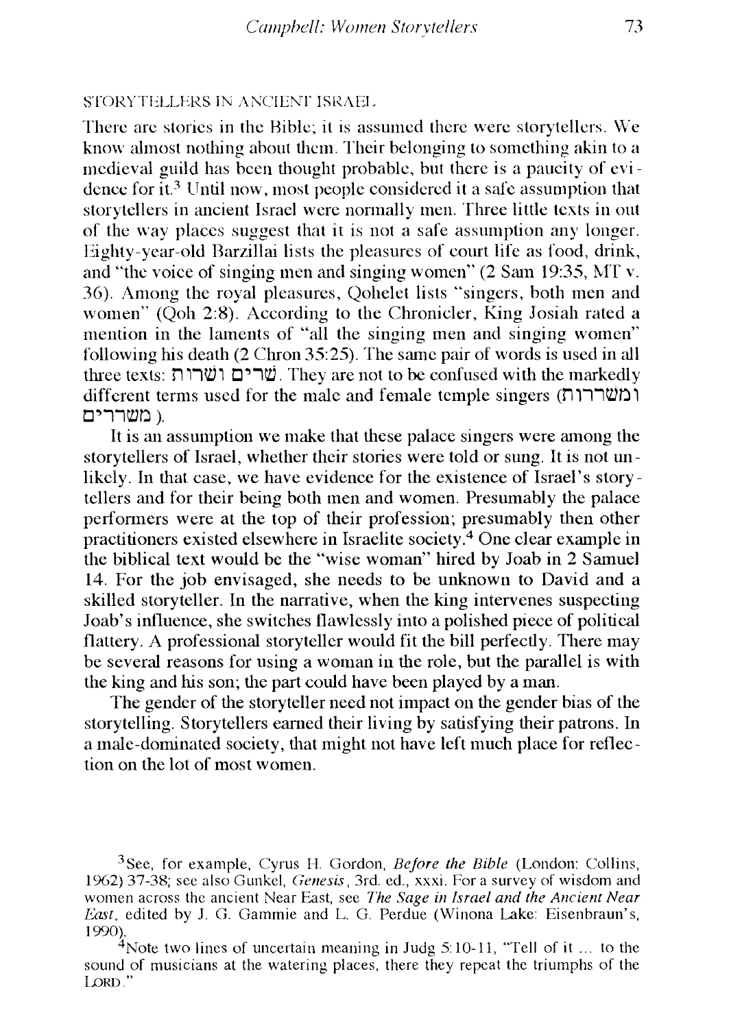STORYTELLERS IN ANCIENT ISRAEL

There are stories in the Bible; it is assumed there were storytellers. We know almost nothing about them. Their belonging to something akin to a medieval guild has been thought probable, but there is a paucity of evidence for it.[3] Until now, most people considered it a safe assumption that storytellers in ancient Israel were normally men. Three little texts in out of the way places suggest that it is not a safe assumption any longer. Eighty-year-old Barzillai lists the pleasures of court life as food, drink, and "the voice of singing men and singing women" (2 Sam 19:35, MT v. 36). Among the royal pleasures, Qohelet lists "singers, both men and women" (Qoh 2:8). According to the Chronicler, King Josiah rated a mention in the laments of "all the singing men and singing women" following his death (2 Chron 35:25). The same pair of words is used in all three texts: שרים ושרות. They are not to be confused with the markedly different terms used for the male and female temple singers (ומשררות משררים).

It is an assumption we make that these palace singers were among the storytellers of Israel, whether their stories were told or sung. It is not unlikely. In that case, we have evidence for the existence of Israel's storytellers and for their being both men and women. Presumably the palace performers were at the top of their profession; presumably then other practitioners existed elsewhere in Israelite society.[4] One clear example in the biblical text would be the "wise woman" hired by Joab in 2 Samuel 14. For the job envisaged, she needs to be unknown to David and a skilled storyteller. In the narrative, when the king intervenes suspecting Joab's influence, she switches flawlessly into a polished piece of political flattery. A professional storyteller would fit the bill perfectly. There may be several reasons for using a woman in the role, but the parallel is with the king and his son; the part could have been played by a man.

The gender of the storyteller need not impact on the gender bias of the storytelling. Storytellers earned their living by satisfying their patrons. In a male-dominated society, that might not have left much place for reflection on the lot of most women.

[3] See, for example, Cyrus H. Gordon, *Before the Bible* (London: Collins, 1962) 37-38; see also Gunkel, *Genesis*, 3rd. ed., xxxi. For a survey of wisdom and women across the ancient Near East, see *The Sage in Israel and the Ancient Near East*, edited by J. G. Gammie and L. G. Perdue (Winona Lake: Eisenbraun's, 1990).

[4] Note two lines of uncertain meaning in Judg 5:10-11, "Tell of it ... to the sound of musicians at the watering places, there they repeat the triumphs of the LORD."